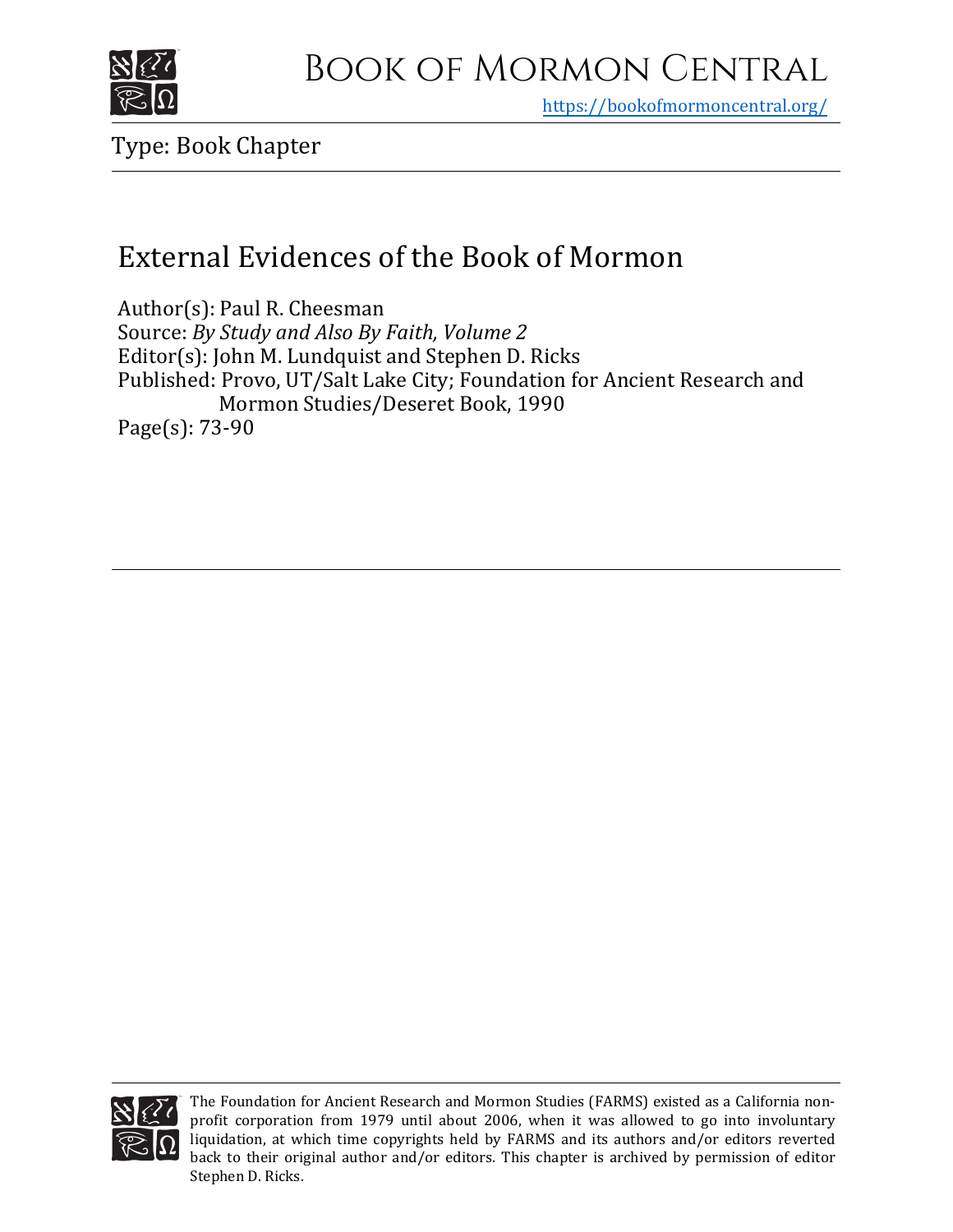# Book of Mormon Central

https://bookofmormoncentral.org/

Type: Book Chapter

## External Evidences of the Book of Mormon

Author(s): Paul R. Cheesman
Source: *By Study and Also By Faith, Volume 2*
Editor(s): John M. Lundquist and Stephen D. Ricks
Published: Provo, UT/Salt Lake City; Foundation for Ancient Research and Mormon Studies/Deseret Book, 1990
Page(s): 73-90

The Foundation for Ancient Research and Mormon Studies (FARMS) existed as a California non-profit corporation from 1979 until about 2006, when it was allowed to go into involuntary liquidation, at which time copyrights held by FARMS and its authors and/or editors reverted back to their original author and/or editors. This chapter is archived by permission of editor Stephen D. Ricks.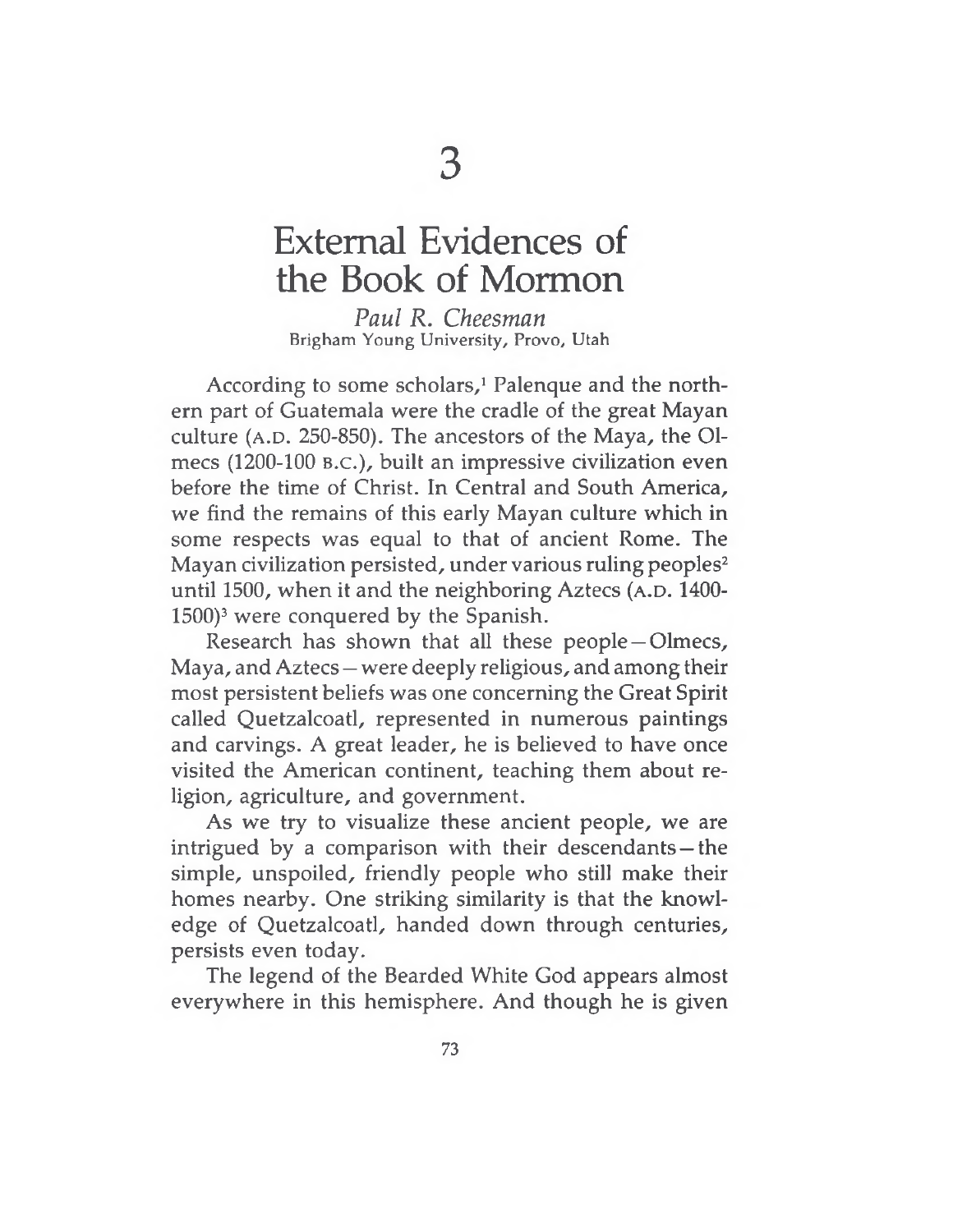# 3

# External Evidences of the Book of Mormon

*Paul R. Cheesman*
Brigham Young University, Provo, Utah

According to some scholars,[1] Palenque and the northern part of Guatemala were the cradle of the great Mayan culture (A.D. 250-850). The ancestors of the Maya, the Olmecs (1200-100 B.C.), built an impressive civilization even before the time of Christ. In Central and South America, we find the remains of this early Mayan culture which in some respects was equal to that of ancient Rome. The Mayan civilization persisted, under various ruling peoples[2] until 1500, when it and the neighboring Aztecs (A.D. 1400-1500)[3] were conquered by the Spanish.

Research has shown that all these people—Olmecs, Maya, and Aztecs—were deeply religious, and among their most persistent beliefs was one concerning the Great Spirit called Quetzalcoatl, represented in numerous paintings and carvings. A great leader, he is believed to have once visited the American continent, teaching them about religion, agriculture, and government.

As we try to visualize these ancient people, we are intrigued by a comparison with their descendants—the simple, unspoiled, friendly people who still make their homes nearby. One striking similarity is that the knowledge of Quetzalcoatl, handed down through centuries, persists even today.

The legend of the Bearded White God appears almost everywhere in this hemisphere. And though he is given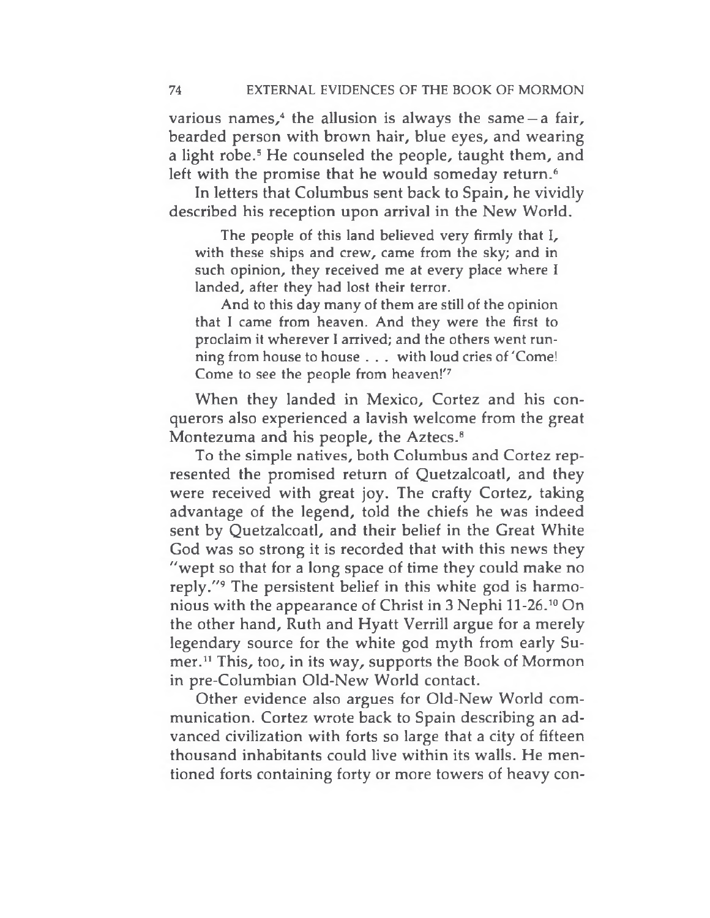various names,[4] the allusion is always the same—a fair, bearded person with brown hair, blue eyes, and wearing a light robe.[5] He counseled the people, taught them, and left with the promise that he would someday return.[6]

In letters that Columbus sent back to Spain, he vividly described his reception upon arrival in the New World.

> The people of this land believed very firmly that I, with these ships and crew, came from the sky; and in such opinion, they received me at every place where I landed, after they had lost their terror.
>
> And to this day many of them are still of the opinion that I came from heaven. And they were the first to proclaim it wherever I arrived; and the others went running from house to house . . . with loud cries of 'Come! Come to see the people from heaven!'[7]

When they landed in Mexico, Cortez and his conquerors also experienced a lavish welcome from the great Montezuma and his people, the Aztecs.[8]

To the simple natives, both Columbus and Cortez represented the promised return of Quetzalcoatl, and they were received with great joy. The crafty Cortez, taking advantage of the legend, told the chiefs he was indeed sent by Quetzalcoatl, and their belief in the Great White God was so strong it is recorded that with this news they "wept so that for a long space of time they could make no reply."[9] The persistent belief in this white god is harmonious with the appearance of Christ in 3 Nephi 11-26.[10] On the other hand, Ruth and Hyatt Verrill argue for a merely legendary source for the white god myth from early Sumer.[11] This, too, in its way, supports the Book of Mormon in pre-Columbian Old-New World contact.

Other evidence also argues for Old-New World communication. Cortez wrote back to Spain describing an advanced civilization with forts so large that a city of fifteen thousand inhabitants could live within its walls. He mentioned forts containing forty or more towers of heavy con-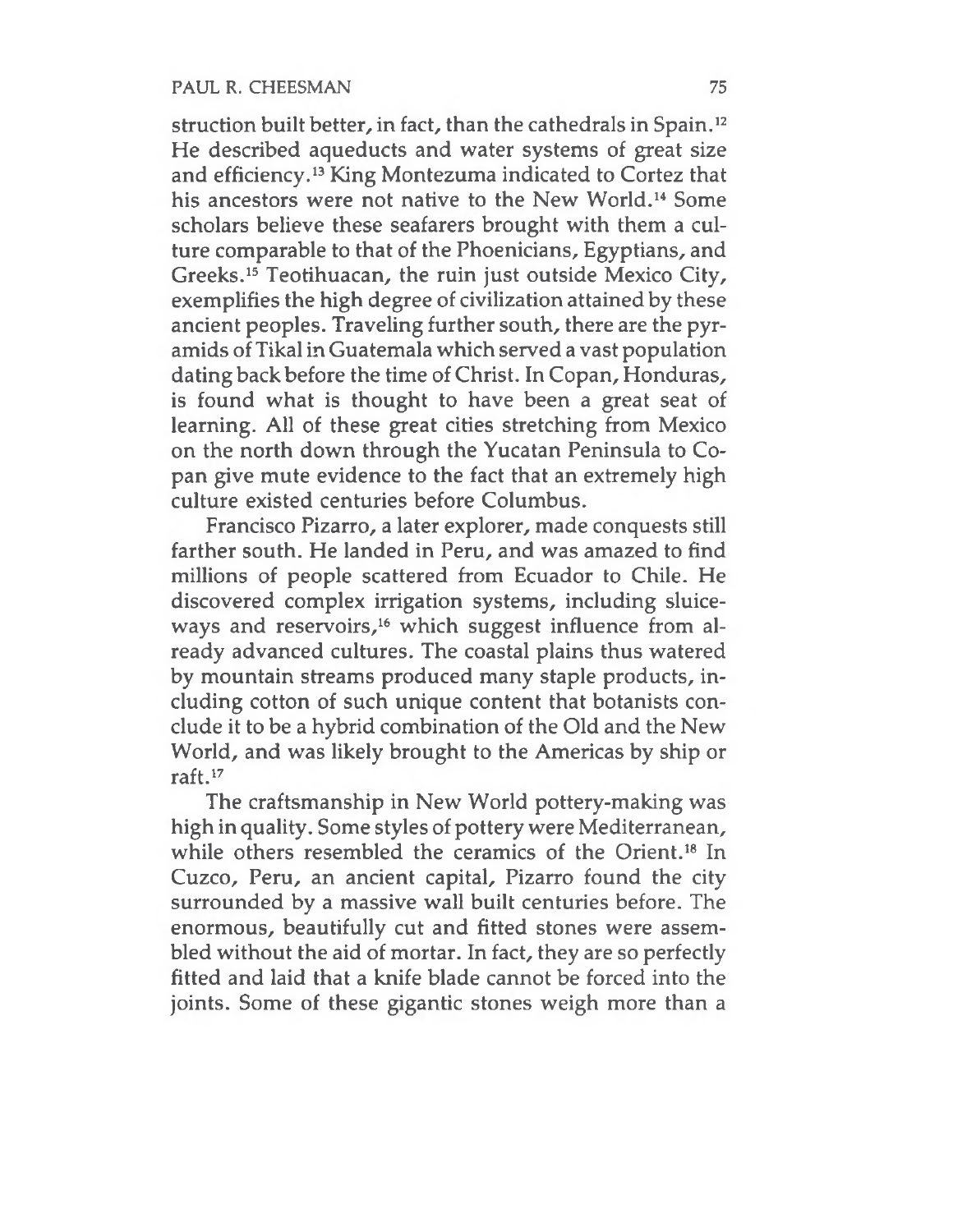struction built better, in fact, than the cathedrals in Spain.[12] He described aqueducts and water systems of great size and efficiency.[13] King Montezuma indicated to Cortez that his ancestors were not native to the New World.[14] Some scholars believe these seafarers brought with them a culture comparable to that of the Phoenicians, Egyptians, and Greeks.[15] Teotihuacan, the ruin just outside Mexico City, exemplifies the high degree of civilization attained by these ancient peoples. Traveling further south, there are the pyramids of Tikal in Guatemala which served a vast population dating back before the time of Christ. In Copan, Honduras, is found what is thought to have been a great seat of learning. All of these great cities stretching from Mexico on the north down through the Yucatan Peninsula to Copan give mute evidence to the fact that an extremely high culture existed centuries before Columbus.

Francisco Pizarro, a later explorer, made conquests still farther south. He landed in Peru, and was amazed to find millions of people scattered from Ecuador to Chile. He discovered complex irrigation systems, including sluiceways and reservoirs,[16] which suggest influence from already advanced cultures. The coastal plains thus watered by mountain streams produced many staple products, including cotton of such unique content that botanists conclude it to be a hybrid combination of the Old and the New World, and was likely brought to the Americas by ship or raft.[17]

The craftsmanship in New World pottery-making was high in quality. Some styles of pottery were Mediterranean, while others resembled the ceramics of the Orient.[18] In Cuzco, Peru, an ancient capital, Pizarro found the city surrounded by a massive wall built centuries before. The enormous, beautifully cut and fitted stones were assembled without the aid of mortar. In fact, they are so perfectly fitted and laid that a knife blade cannot be forced into the joints. Some of these gigantic stones weigh more than a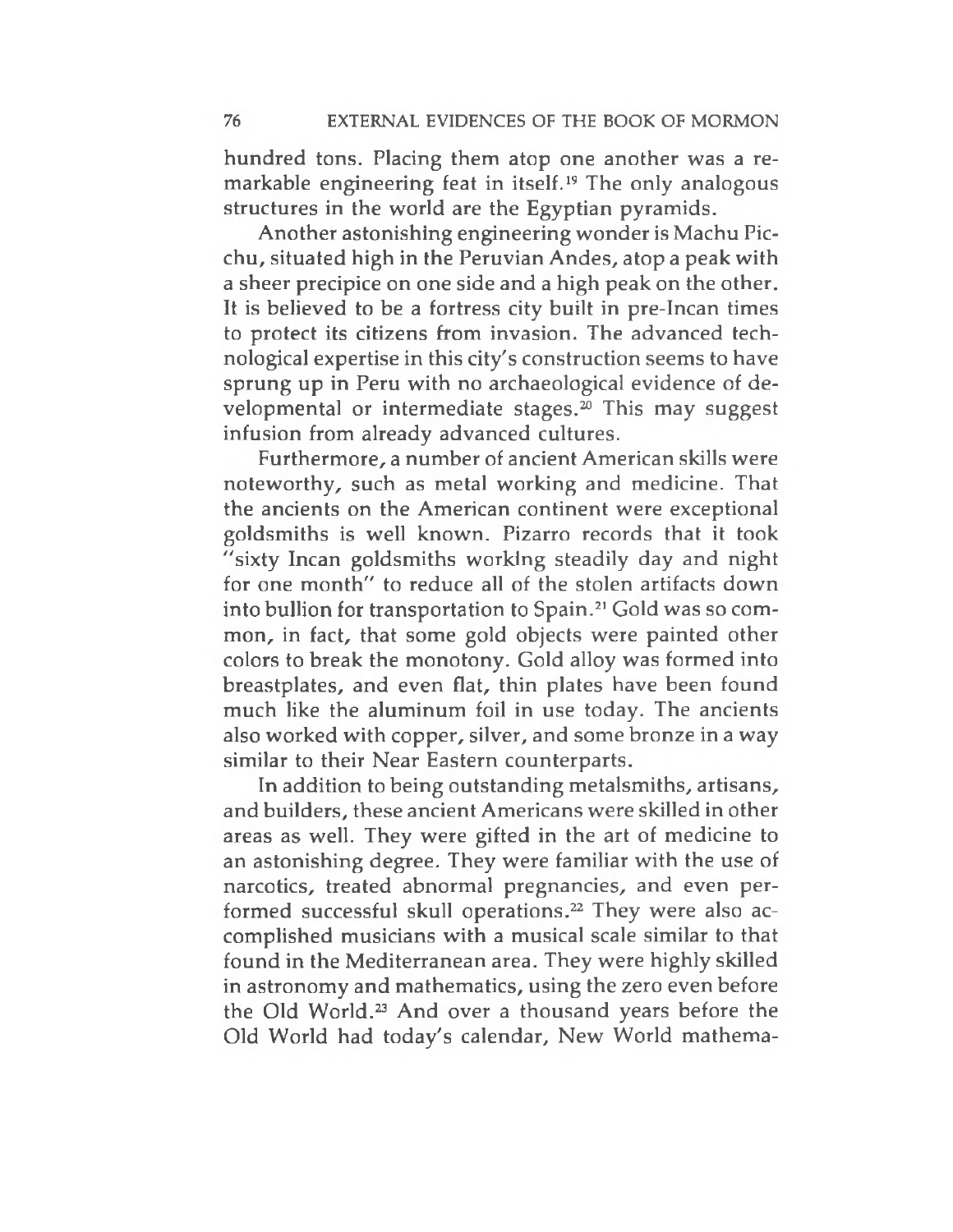hundred tons. Placing them atop one another was a remarkable engineering feat in itself.[19] The only analogous structures in the world are the Egyptian pyramids.

Another astonishing engineering wonder is Machu Picchu, situated high in the Peruvian Andes, atop a peak with a sheer precipice on one side and a high peak on the other. It is believed to be a fortress city built in pre-Incan times to protect its citizens from invasion. The advanced technological expertise in this city's construction seems to have sprung up in Peru with no archaeological evidence of developmental or intermediate stages.[20] This may suggest infusion from already advanced cultures.

Furthermore, a number of ancient American skills were noteworthy, such as metal working and medicine. That the ancients on the American continent were exceptional goldsmiths is well known. Pizarro records that it took "sixty Incan goldsmiths working steadily day and night for one month" to reduce all of the stolen artifacts down into bullion for transportation to Spain.[21] Gold was so common, in fact, that some gold objects were painted other colors to break the monotony. Gold alloy was formed into breastplates, and even flat, thin plates have been found much like the aluminum foil in use today. The ancients also worked with copper, silver, and some bronze in a way similar to their Near Eastern counterparts.

In addition to being outstanding metalsmiths, artisans, and builders, these ancient Americans were skilled in other areas as well. They were gifted in the art of medicine to an astonishing degree. They were familiar with the use of narcotics, treated abnormal pregnancies, and even performed successful skull operations.[22] They were also accomplished musicians with a musical scale similar to that found in the Mediterranean area. They were highly skilled in astronomy and mathematics, using the zero even before the Old World.[23] And over a thousand years before the Old World had today's calendar, New World mathema-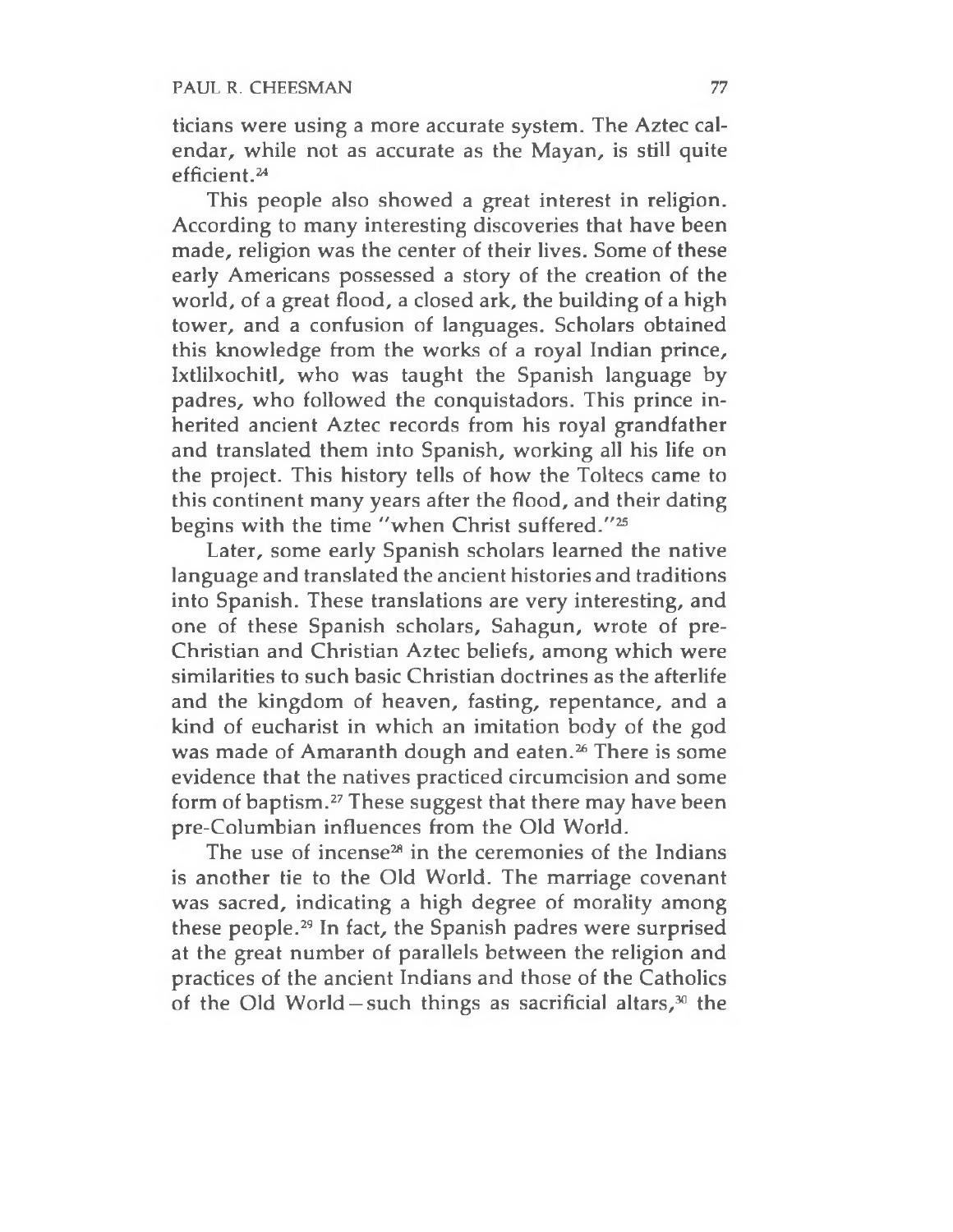ticians were using a more accurate system. The Aztec calendar, while not as accurate as the Mayan, is still quite efficient.[24]

This people also showed a great interest in religion. According to many interesting discoveries that have been made, religion was the center of their lives. Some of these early Americans possessed a story of the creation of the world, of a great flood, a closed ark, the building of a high tower, and a confusion of languages. Scholars obtained this knowledge from the works of a royal Indian prince, Ixtlilxochitl, who was taught the Spanish language by padres, who followed the conquistadors. This prince inherited ancient Aztec records from his royal grandfather and translated them into Spanish, working all his life on the project. This history tells of how the Toltecs came to this continent many years after the flood, and their dating begins with the time "when Christ suffered."[25]

Later, some early Spanish scholars learned the native language and translated the ancient histories and traditions into Spanish. These translations are very interesting, and one of these Spanish scholars, Sahagun, wrote of pre-Christian and Christian Aztec beliefs, among which were similarities to such basic Christian doctrines as the afterlife and the kingdom of heaven, fasting, repentance, and a kind of eucharist in which an imitation body of the god was made of Amaranth dough and eaten.[26] There is some evidence that the natives practiced circumcision and some form of baptism.[27] These suggest that there may have been pre-Columbian influences from the Old World.

The use of incense[28] in the ceremonies of the Indians is another tie to the Old World. The marriage covenant was sacred, indicating a high degree of morality among these people.[29] In fact, the Spanish padres were surprised at the great number of parallels between the religion and practices of the ancient Indians and those of the Catholics of the Old World—such things as sacrificial altars,[30] the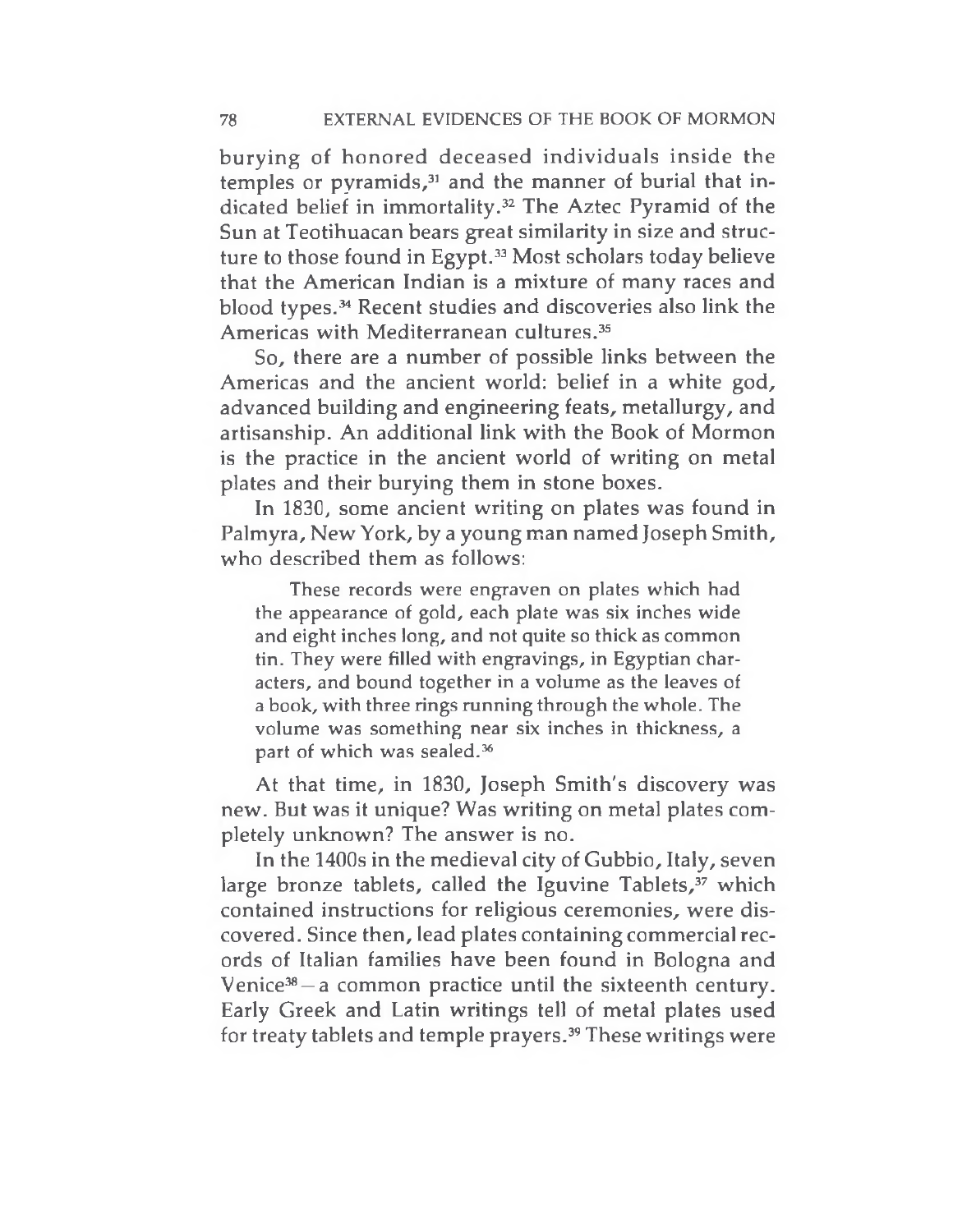burying of honored deceased individuals inside the temples or pyramids,[31] and the manner of burial that indicated belief in immortality.[32] The Aztec Pyramid of the Sun at Teotihuacan bears great similarity in size and structure to those found in Egypt.[33] Most scholars today believe that the American Indian is a mixture of many races and blood types.[34] Recent studies and discoveries also link the Americas with Mediterranean cultures.[35]

So, there are a number of possible links between the Americas and the ancient world: belief in a white god, advanced building and engineering feats, metallurgy, and artisanship. An additional link with the Book of Mormon is the practice in the ancient world of writing on metal plates and their burying them in stone boxes.

In 1830, some ancient writing on plates was found in Palmyra, New York, by a young man named Joseph Smith, who described them as follows:

> These records were engraven on plates which had the appearance of gold, each plate was six inches wide and eight inches long, and not quite so thick as common tin. They were filled with engravings, in Egyptian characters, and bound together in a volume as the leaves of a book, with three rings running through the whole. The volume was something near six inches in thickness, a part of which was sealed.[36]

At that time, in 1830, Joseph Smith's discovery was new. But was it unique? Was writing on metal plates completely unknown? The answer is no.

In the 1400s in the medieval city of Gubbio, Italy, seven large bronze tablets, called the Iguvine Tablets,[37] which contained instructions for religious ceremonies, were discovered. Since then, lead plates containing commercial records of Italian families have been found in Bologna and Venice[38] – a common practice until the sixteenth century. Early Greek and Latin writings tell of metal plates used for treaty tablets and temple prayers.[39] These writings were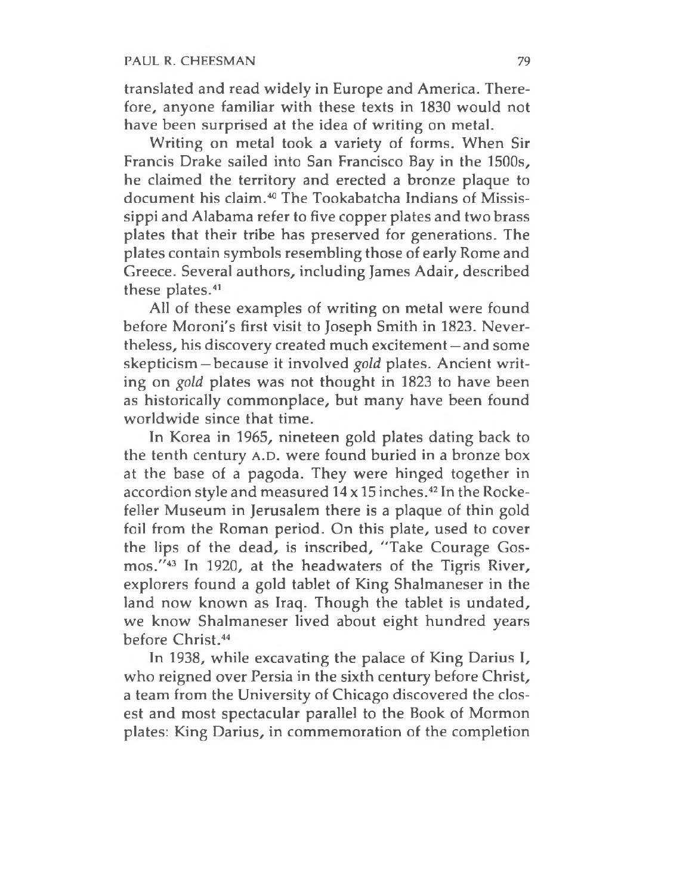translated and read widely in Europe and America. Therefore, anyone familiar with these texts in 1830 would not have been surprised at the idea of writing on metal.

Writing on metal took a variety of forms. When Sir Francis Drake sailed into San Francisco Bay in the 1500s, he claimed the territory and erected a bronze plaque to document his claim.[40] The Tookabatcha Indians of Mississippi and Alabama refer to five copper plates and two brass plates that their tribe has preserved for generations. The plates contain symbols resembling those of early Rome and Greece. Several authors, including James Adair, described these plates.[41]

All of these examples of writing on metal were found before Moroni's first visit to Joseph Smith in 1823. Nevertheless, his discovery created much excitement—and some skepticism—because it involved *gold* plates. Ancient writing on *gold* plates was not thought in 1823 to have been as historically commonplace, but many have been found worldwide since that time.

In Korea in 1965, nineteen gold plates dating back to the tenth century A.D. were found buried in a bronze box at the base of a pagoda. They were hinged together in accordion style and measured 14 x 15 inches.[42] In the Rockefeller Museum in Jerusalem there is a plaque of thin gold foil from the Roman period. On this plate, used to cover the lips of the dead, is inscribed, "Take Courage Gosmos."[43] In 1920, at the headwaters of the Tigris River, explorers found a gold tablet of King Shalmaneser in the land now known as Iraq. Though the tablet is undated, we know Shalmaneser lived about eight hundred years before Christ.[44]

In 1938, while excavating the palace of King Darius I, who reigned over Persia in the sixth century before Christ, a team from the University of Chicago discovered the closest and most spectacular parallel to the Book of Mormon plates: King Darius, in commemoration of the completion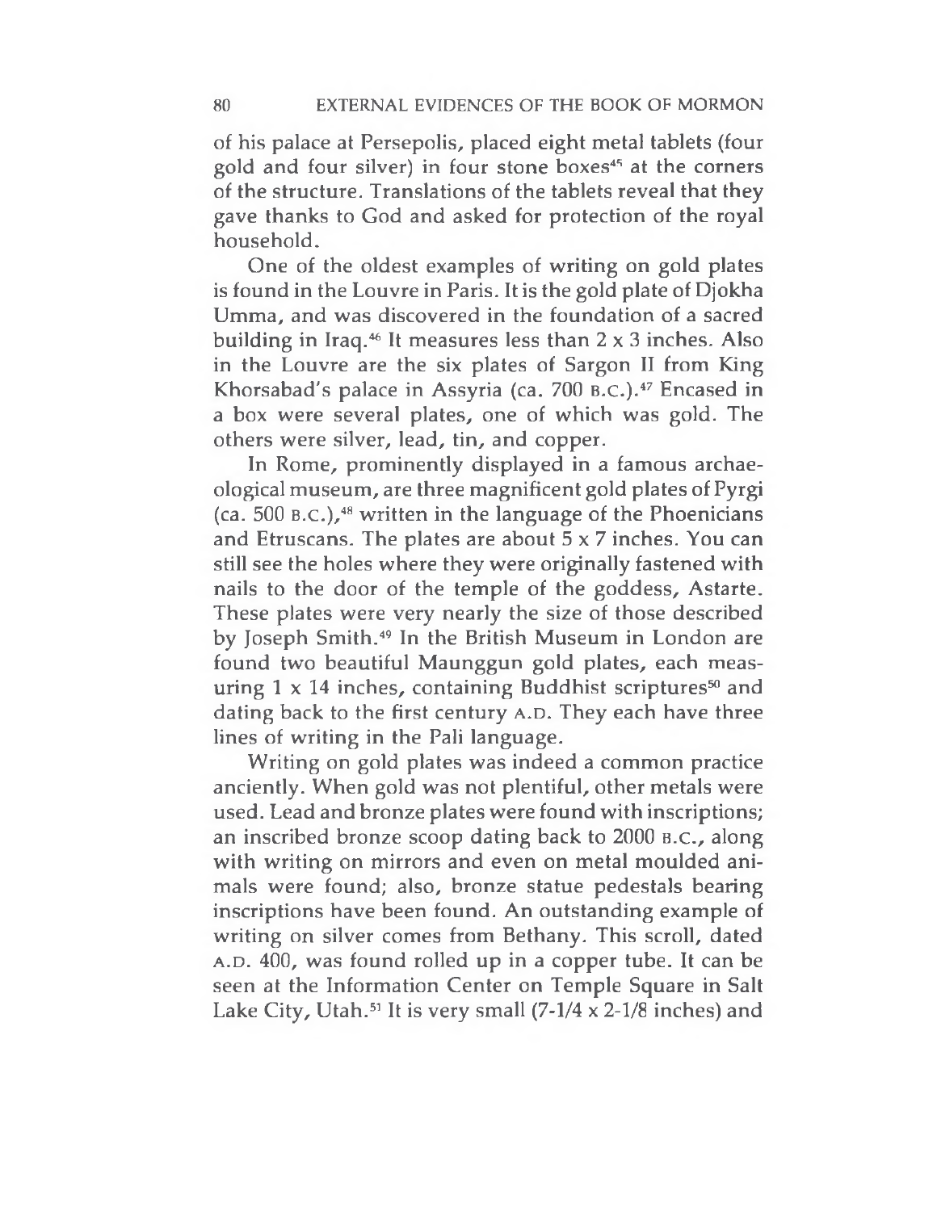of his palace at Persepolis, placed eight metal tablets (four gold and four silver) in four stone boxes[45] at the corners of the structure. Translations of the tablets reveal that they gave thanks to God and asked for protection of the royal household.

One of the oldest examples of writing on gold plates is found in the Louvre in Paris. It is the gold plate of Djokha Umma, and was discovered in the foundation of a sacred building in Iraq.[46] It measures less than 2 x 3 inches. Also in the Louvre are the six plates of Sargon II from King Khorsabad's palace in Assyria (ca. 700 B.C.).[47] Encased in a box were several plates, one of which was gold. The others were silver, lead, tin, and copper.

In Rome, prominently displayed in a famous archaeological museum, are three magnificent gold plates of Pyrgi (ca. 500 B.C.),[48] written in the language of the Phoenicians and Etruscans. The plates are about 5 x 7 inches. You can still see the holes where they were originally fastened with nails to the door of the temple of the goddess, Astarte. These plates were very nearly the size of those described by Joseph Smith.[49] In the British Museum in London are found two beautiful Maunggun gold plates, each measuring 1 x 14 inches, containing Buddhist scriptures[50] and dating back to the first century A.D. They each have three lines of writing in the Pali language.

Writing on gold plates was indeed a common practice anciently. When gold was not plentiful, other metals were used. Lead and bronze plates were found with inscriptions; an inscribed bronze scoop dating back to 2000 B.C., along with writing on mirrors and even on metal moulded animals were found; also, bronze statue pedestals bearing inscriptions have been found. An outstanding example of writing on silver comes from Bethany. This scroll, dated A.D. 400, was found rolled up in a copper tube. It can be seen at the Information Center on Temple Square in Salt Lake City, Utah.[51] It is very small (7-1/4 x 2-1/8 inches) and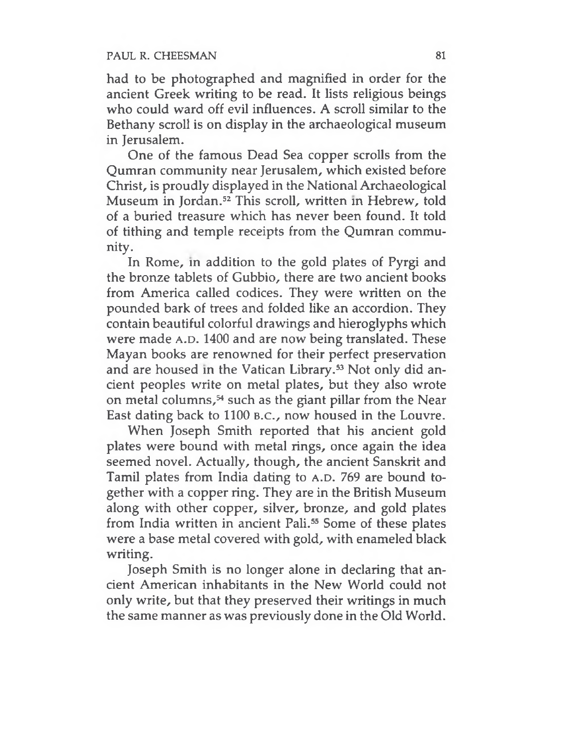had to be photographed and magnified in order for the ancient Greek writing to be read. It lists religious beings who could ward off evil influences. A scroll similar to the Bethany scroll is on display in the archaeological museum in Jerusalem.

One of the famous Dead Sea copper scrolls from the Qumran community near Jerusalem, which existed before Christ, is proudly displayed in the National Archaeological Museum in Jordan.[52] This scroll, written in Hebrew, told of a buried treasure which has never been found. It told of tithing and temple receipts from the Qumran community.

In Rome, in addition to the gold plates of Pyrgi and the bronze tablets of Gubbio, there are two ancient books from America called codices. They were written on the pounded bark of trees and folded like an accordion. They contain beautiful colorful drawings and hieroglyphs which were made A.D. 1400 and are now being translated. These Mayan books are renowned for their perfect preservation and are housed in the Vatican Library.[53] Not only did ancient peoples write on metal plates, but they also wrote on metal columns,[54] such as the giant pillar from the Near East dating back to 1100 B.C., now housed in the Louvre.

When Joseph Smith reported that his ancient gold plates were bound with metal rings, once again the idea seemed novel. Actually, though, the ancient Sanskrit and Tamil plates from India dating to A.D. 769 are bound together with a copper ring. They are in the British Museum along with other copper, silver, bronze, and gold plates from India written in ancient Pali.[55] Some of these plates were a base metal covered with gold, with enameled black writing.

Joseph Smith is no longer alone in declaring that ancient American inhabitants in the New World could not only write, but that they preserved their writings in much the same manner as was previously done in the Old World.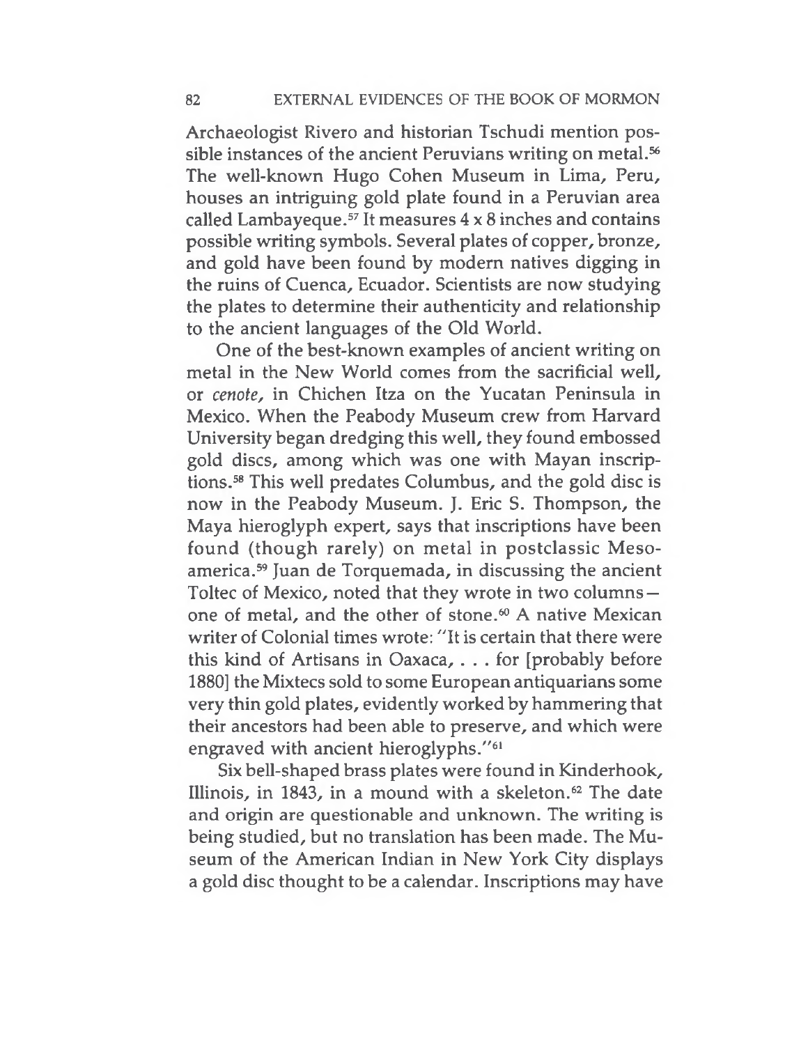Archaeologist Rivero and historian Tschudi mention possible instances of the ancient Peruvians writing on metal.[56] The well-known Hugo Cohen Museum in Lima, Peru, houses an intriguing gold plate found in a Peruvian area called Lambayeque.[57] It measures 4 x 8 inches and contains possible writing symbols. Several plates of copper, bronze, and gold have been found by modern natives digging in the ruins of Cuenca, Ecuador. Scientists are now studying the plates to determine their authenticity and relationship to the ancient languages of the Old World.

One of the best-known examples of ancient writing on metal in the New World comes from the sacrificial well, or *cenote*, in Chichen Itza on the Yucatan Peninsula in Mexico. When the Peabody Museum crew from Harvard University began dredging this well, they found embossed gold discs, among which was one with Mayan inscriptions.[58] This well predates Columbus, and the gold disc is now in the Peabody Museum. J. Eric S. Thompson, the Maya hieroglyph expert, says that inscriptions have been found (though rarely) on metal in postclassic Mesoamerica.[59] Juan de Torquemada, in discussing the ancient Toltec of Mexico, noted that they wrote in two columns—one of metal, and the other of stone.[60] A native Mexican writer of Colonial times wrote: "It is certain that there were this kind of Artisans in Oaxaca, . . . for [probably before 1880] the Mixtecs sold to some European antiquarians some very thin gold plates, evidently worked by hammering that their ancestors had been able to preserve, and which were engraved with ancient hieroglyphs."[61]

Six bell-shaped brass plates were found in Kinderhook, Illinois, in 1843, in a mound with a skeleton.[62] The date and origin are questionable and unknown. The writing is being studied, but no translation has been made. The Museum of the American Indian in New York City displays a gold disc thought to be a calendar. Inscriptions may have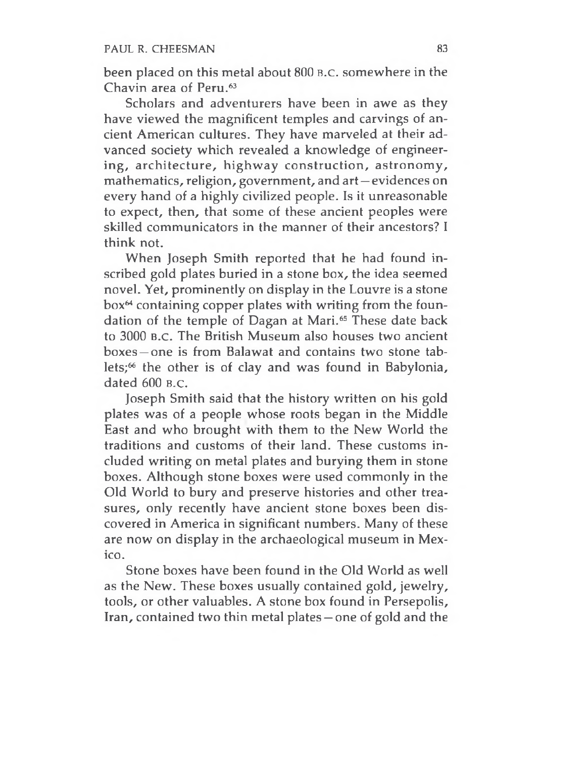been placed on this metal about 800 B.C. somewhere in the Chavin area of Peru.[63]

Scholars and adventurers have been in awe as they have viewed the magnificent temples and carvings of ancient American cultures. They have marveled at their advanced society which revealed a knowledge of engineering, architecture, highway construction, astronomy, mathematics, religion, government, and art—evidences on every hand of a highly civilized people. Is it unreasonable to expect, then, that some of these ancient peoples were skilled communicators in the manner of their ancestors? I think not.

When Joseph Smith reported that he had found inscribed gold plates buried in a stone box, the idea seemed novel. Yet, prominently on display in the Louvre is a stone box[64] containing copper plates with writing from the foundation of the temple of Dagan at Mari.[65] These date back to 3000 B.C. The British Museum also houses two ancient boxes—one is from Balawat and contains two stone tablets;[66] the other is of clay and was found in Babylonia, dated 600 B.C.

Joseph Smith said that the history written on his gold plates was of a people whose roots began in the Middle East and who brought with them to the New World the traditions and customs of their land. These customs included writing on metal plates and burying them in stone boxes. Although stone boxes were used commonly in the Old World to bury and preserve histories and other treasures, only recently have ancient stone boxes been discovered in America in significant numbers. Many of these are now on display in the archaeological museum in Mexico.

Stone boxes have been found in the Old World as well as the New. These boxes usually contained gold, jewelry, tools, or other valuables. A stone box found in Persepolis, Iran, contained two thin metal plates—one of gold and the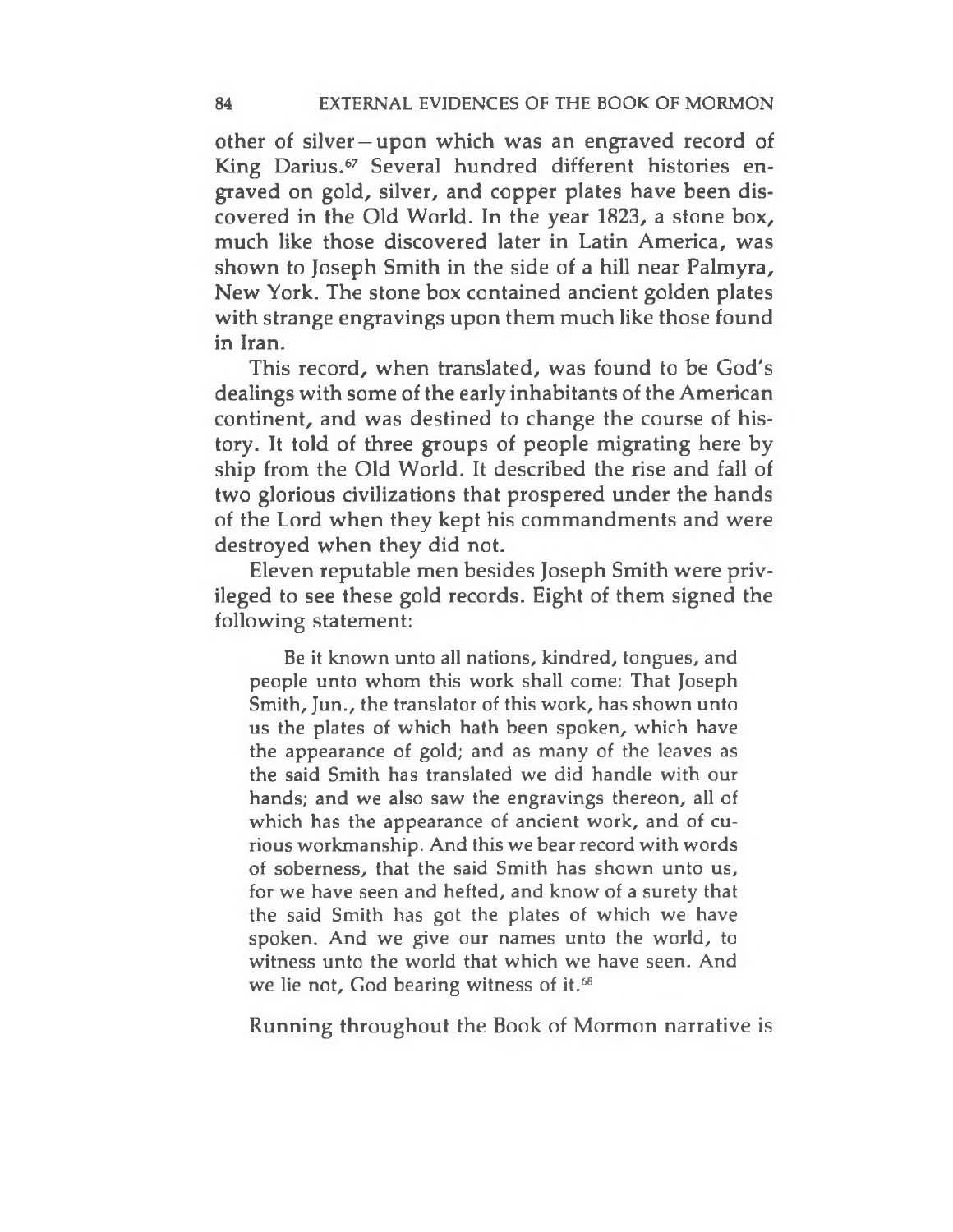other of silver—upon which was an engraved record of King Darius.[67] Several hundred different histories engraved on gold, silver, and copper plates have been discovered in the Old World. In the year 1823, a stone box, much like those discovered later in Latin America, was shown to Joseph Smith in the side of a hill near Palmyra, New York. The stone box contained ancient golden plates with strange engravings upon them much like those found in Iran.

This record, when translated, was found to be God's dealings with some of the early inhabitants of the American continent, and was destined to change the course of history. It told of three groups of people migrating here by ship from the Old World. It described the rise and fall of two glorious civilizations that prospered under the hands of the Lord when they kept his commandments and were destroyed when they did not.

Eleven reputable men besides Joseph Smith were privileged to see these gold records. Eight of them signed the following statement:

> Be it known unto all nations, kindred, tongues, and people unto whom this work shall come: That Joseph Smith, Jun., the translator of this work, has shown unto us the plates of which hath been spoken, which have the appearance of gold; and as many of the leaves as the said Smith has translated we did handle with our hands; and we also saw the engravings thereon, all of which has the appearance of ancient work, and of curious workmanship. And this we bear record with words of soberness, that the said Smith has shown unto us, for we have seen and hefted, and know of a surety that the said Smith has got the plates of which we have spoken. And we give our names unto the world, to witness unto the world that which we have seen. And we lie not, God bearing witness of it.[68]

Running throughout the Book of Mormon narrative is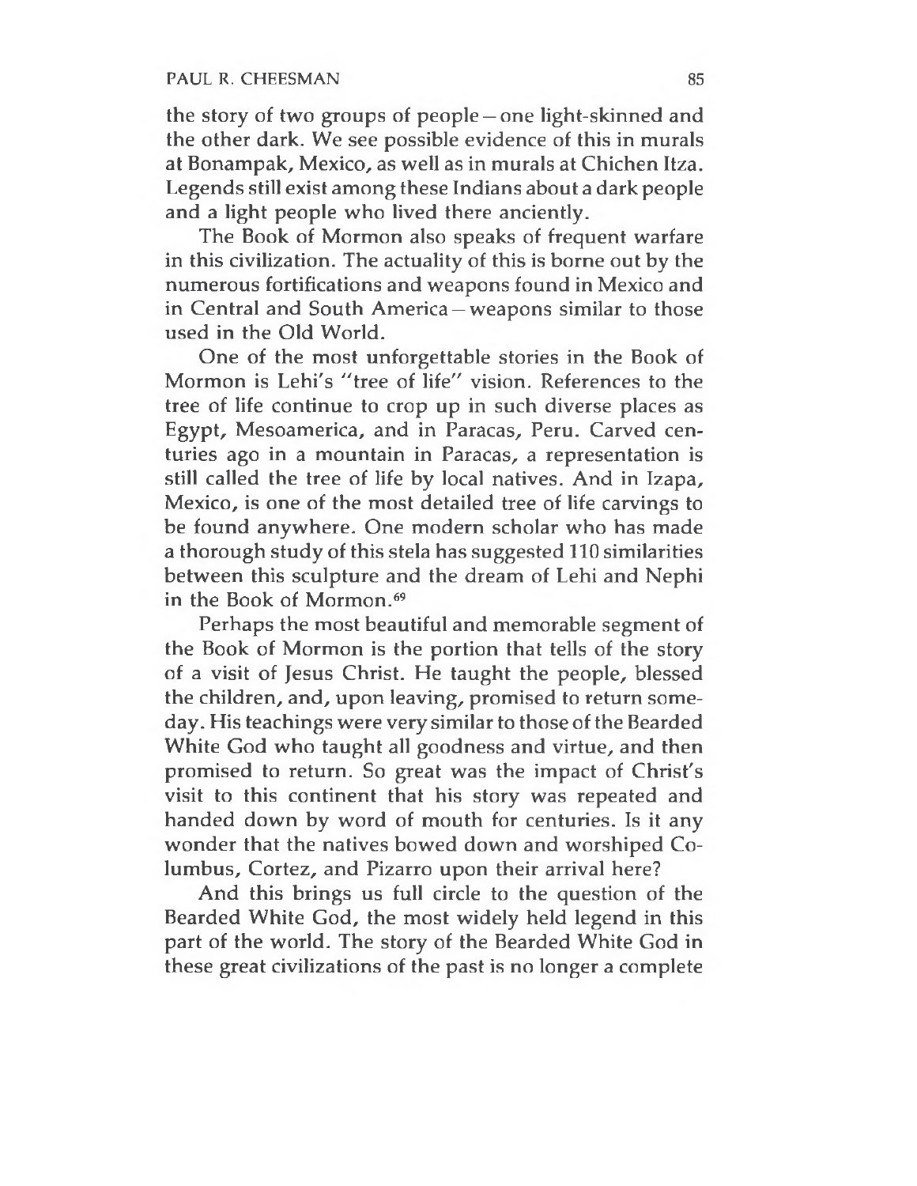the story of two groups of people – one light-skinned and the other dark. We see possible evidence of this in murals at Bonampak, Mexico, as well as in murals at Chichen Itza. Legends still exist among these Indians about a dark people and a light people who lived there anciently.

The Book of Mormon also speaks of frequent warfare in this civilization. The actuality of this is borne out by the numerous fortifications and weapons found in Mexico and in Central and South America – weapons similar to those used in the Old World.

One of the most unforgettable stories in the Book of Mormon is Lehi's "tree of life" vision. References to the tree of life continue to crop up in such diverse places as Egypt, Mesoamerica, and in Paracas, Peru. Carved centuries ago in a mountain in Paracas, a representation is still called the tree of life by local natives. And in Izapa, Mexico, is one of the most detailed tree of life carvings to be found anywhere. One modern scholar who has made a thorough study of this stela has suggested 110 similarities between this sculpture and the dream of Lehi and Nephi in the Book of Mormon.[69]

Perhaps the most beautiful and memorable segment of the Book of Mormon is the portion that tells of the story of a visit of Jesus Christ. He taught the people, blessed the children, and, upon leaving, promised to return someday. His teachings were very similar to those of the Bearded White God who taught all goodness and virtue, and then promised to return. So great was the impact of Christ's visit to this continent that his story was repeated and handed down by word of mouth for centuries. Is it any wonder that the natives bowed down and worshiped Columbus, Cortez, and Pizarro upon their arrival here?

And this brings us full circle to the question of the Bearded White God, the most widely held legend in this part of the world. The story of the Bearded White God in these great civilizations of the past is no longer a complete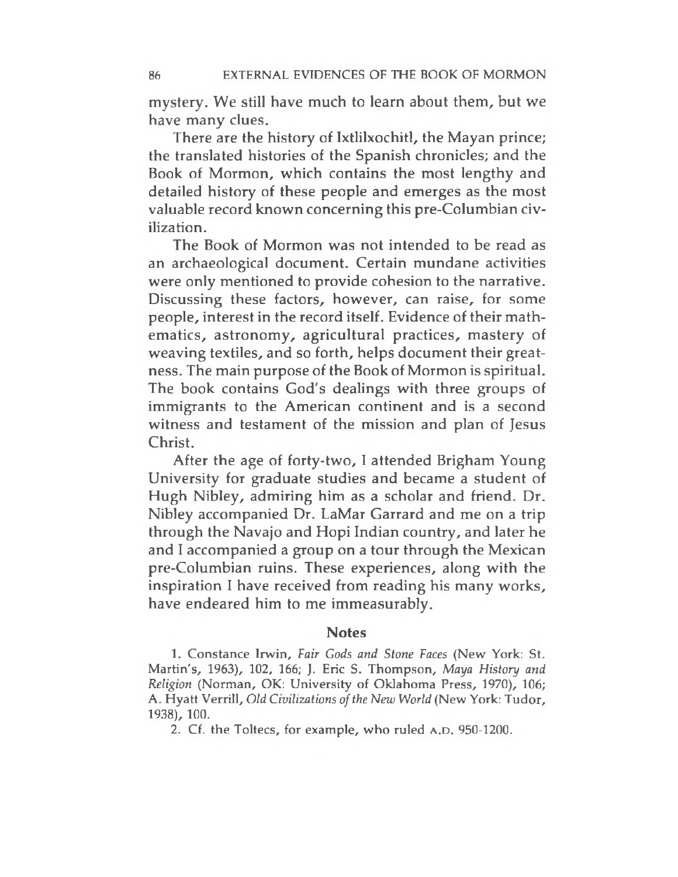mystery. We still have much to learn about them, but we have many clues.

There are the history of Ixtlilxochitl, the Mayan prince; the translated histories of the Spanish chronicles; and the Book of Mormon, which contains the most lengthy and detailed history of these people and emerges as the most valuable record known concerning this pre-Columbian civilization.

The Book of Mormon was not intended to be read as an archaeological document. Certain mundane activities were only mentioned to provide cohesion to the narrative. Discussing these factors, however, can raise, for some people, interest in the record itself. Evidence of their mathematics, astronomy, agricultural practices, mastery of weaving textiles, and so forth, helps document their greatness. The main purpose of the Book of Mormon is spiritual. The book contains God's dealings with three groups of immigrants to the American continent and is a second witness and testament of the mission and plan of Jesus Christ.

After the age of forty-two, I attended Brigham Young University for graduate studies and became a student of Hugh Nibley, admiring him as a scholar and friend. Dr. Nibley accompanied Dr. LaMar Garrard and me on a trip through the Navajo and Hopi Indian country, and later he and I accompanied a group on a tour through the Mexican pre-Columbian ruins. These experiences, along with the inspiration I have received from reading his many works, have endeared him to me immeasurably.

## Notes

1. Constance Irwin, *Fair Gods and Stone Faces* (New York: St. Martin's, 1963), 102, 166; J. Eric S. Thompson, *Maya History and Religion* (Norman, OK: University of Oklahoma Press, 1970), 106; A. Hyatt Verrill, *Old Civilizations of the New World* (New York: Tudor, 1938), 100.

2. Cf. the Toltecs, for example, who ruled A.D. 950-1200.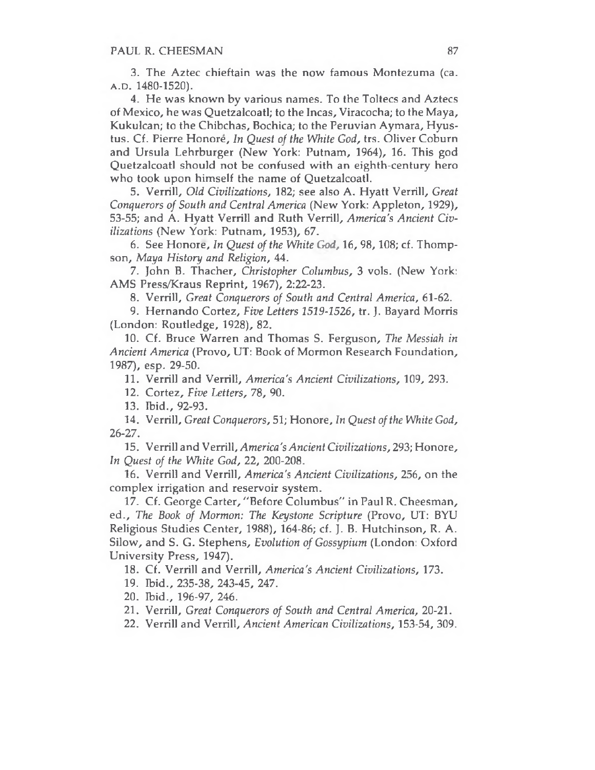3. The Aztec chieftain was the now famous Montezuma (ca. A.D. 1480-1520).

4. He was known by various names. To the Toltecs and Aztecs of Mexico, he was Quetzalcoatl; to the Incas, Viracocha; to the Maya, Kukulcan; to the Chibchas, Bochica; to the Peruvian Aymara, Hyustus. Cf. Pierre Honoré, *In Quest of the White God*, trs. Oliver Coburn and Ursula Lehrburger (New York: Putnam, 1964), 16. This god Quetzalcoatl should not be confused with an eighth-century hero who took upon himself the name of Quetzalcoatl.

5. Verrill, *Old Civilizations*, 182; see also A. Hyatt Verrill, *Great Conquerors of South and Central America* (New York: Appleton, 1929), 53-55; and A. Hyatt Verrill and Ruth Verrill, *America's Ancient Civilizations* (New York: Putnam, 1953), 67.

6. See Honore, *In Quest of the White God*, 16, 98, 108; cf. Thompson, *Maya History and Religion*, 44.

7. John B. Thacher, *Christopher Columbus*, 3 vols. (New York: AMS Press/Kraus Reprint, 1967), 2:22-23.

8. Verrill, *Great Conquerors of South and Central America*, 61-62.

9. Hernando Cortez, *Five Letters 1519-1526*, tr. J. Bayard Morris (London: Routledge, 1928), 82.

10. Cf. Bruce Warren and Thomas S. Ferguson, *The Messiah in Ancient America* (Provo, UT: Book of Mormon Research Foundation, 1987), esp. 29-50.

11. Verrill and Verrill, *America's Ancient Civilizations*, 109, 293.

12. Cortez, *Five Letters*, 78, 90.

13. Ibid., 92-93.

14. Verrill, *Great Conquerors*, 51; Honore, *In Quest of the White God*, 26-27.

15. Verrill and Verrill, *America's Ancient Civilizations*, 293; Honore, *In Quest of the White God*, 22, 200-208.

16. Verrill and Verrill, *America's Ancient Civilizations*, 256, on the complex irrigation and reservoir system.

17. Cf. George Carter, "Before Columbus" in Paul R. Cheesman, ed., *The Book of Mormon: The Keystone Scripture* (Provo, UT: BYU Religious Studies Center, 1988), 164-86; cf. J. B. Hutchinson, R. A. Silow, and S. G. Stephens, *Evolution of Gossypium* (London: Oxford University Press, 1947).

18. Cf. Verrill and Verrill, *America's Ancient Civilizations*, 173.

19. Ibid., 235-38, 243-45, 247.

20. Ibid., 196-97, 246.

21. Verrill, *Great Conquerors of South and Central America*, 20-21.

22. Verrill and Verrill, *Ancient American Civilizations*, 153-54, 309.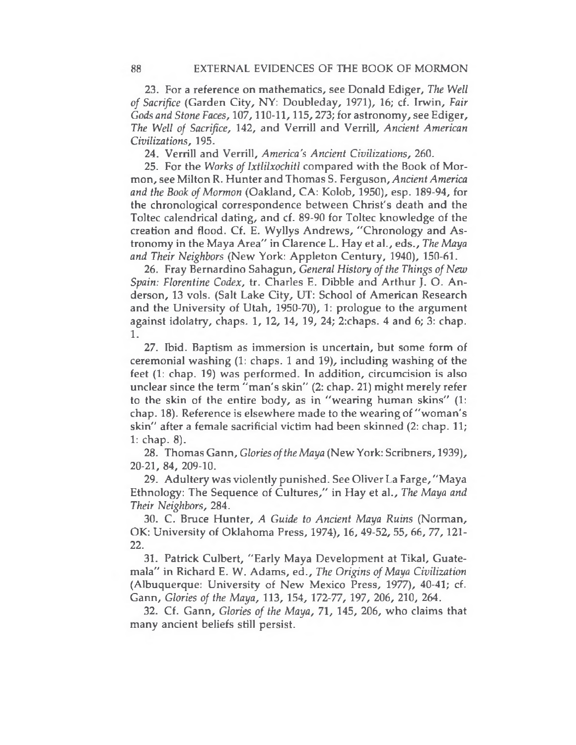23. For a reference on mathematics, see Donald Ediger, *The Well of Sacrifice* (Garden City, NY: Doubleday, 1971), 16; cf. Irwin, *Fair Gods and Stone Faces*, 107, 110-11, 115, 273; for astronomy, see Ediger, *The Well of Sacrifice*, 142, and Verrill and Verrill, *Ancient American Civilizations*, 195.

24. Verrill and Verrill, *America's Ancient Civilizations*, 260.

25. For the *Works of Ixtlilxochitl* compared with the Book of Mormon, see Milton R. Hunter and Thomas S. Ferguson, *Ancient America and the Book of Mormon* (Oakland, CA: Kolob, 1950), esp. 189-94, for the chronological correspondence between Christ's death and the Toltec calendrical dating, and cf. 89-90 for Toltec knowledge of the creation and flood. Cf. E. Wyllys Andrews, "Chronology and Astronomy in the Maya Area" in Clarence L. Hay et al., eds., *The Maya and Their Neighbors* (New York: Appleton Century, 1940), 150-61.

26. Fray Bernardino Sahagun, *General History of the Things of New Spain: Florentine Codex*, tr. Charles E. Dibble and Arthur J. O. Anderson, 13 vols. (Salt Lake City, UT: School of American Research and the University of Utah, 1950-70), 1: prologue to the argument against idolatry, chaps. 1, 12, 14, 19, 24; 2:chaps. 4 and 6; 3: chap. 1.

27. Ibid. Baptism as immersion is uncertain, but some form of ceremonial washing (1: chaps. 1 and 19), including washing of the feet (1: chap. 19) was performed. In addition, circumcision is also unclear since the term "man's skin" (2: chap. 21) might merely refer to the skin of the entire body, as in "wearing human skins" (1: chap. 18). Reference is elsewhere made to the wearing of "woman's skin" after a female sacrificial victim had been skinned (2: chap. 11; 1: chap. 8).

28. Thomas Gann, *Glories of the Maya* (New York: Scribners, 1939), 20-21, 84, 209-10.

29. Adultery was violently punished. See Oliver La Farge, "Maya Ethnology: The Sequence of Cultures," in Hay et al., *The Maya and Their Neighbors*, 284.

30. C. Bruce Hunter, *A Guide to Ancient Maya Ruins* (Norman, OK: University of Oklahoma Press, 1974), 16, 49-52, 55, 66, 77, 121-22.

31. Patrick Culbert, "Early Maya Development at Tikal, Guatemala" in Richard E. W. Adams, ed., *The Origins of Maya Civilization* (Albuquerque: University of New Mexico Press, 1977), 40-41; cf. Gann, *Glories of the Maya*, 113, 154, 172-77, 197, 206, 210, 264.

32. Cf. Gann, *Glories of the Maya*, 71, 145, 206, who claims that many ancient beliefs still persist.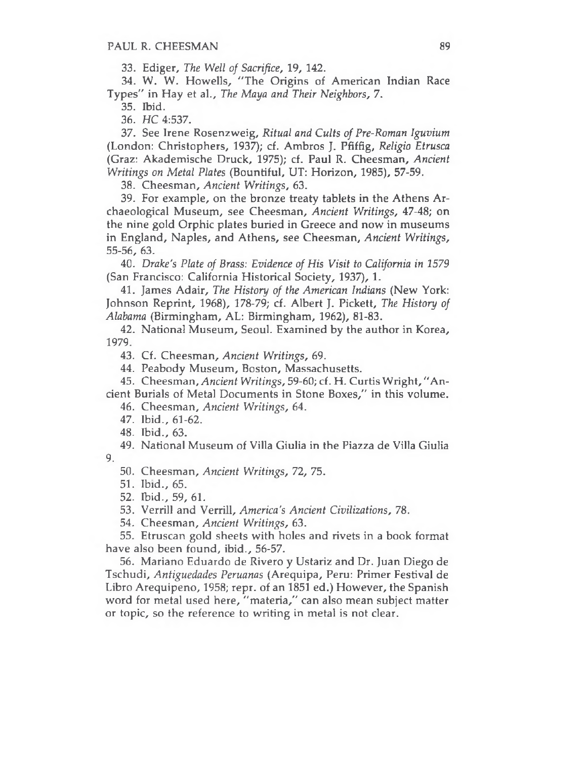33. Ediger, *The Well of Sacrifice*, 19, 142.

34. W. W. Howells, "The Origins of American Indian Race Types" in Hay et al., *The Maya and Their Neighbors*, 7.

35. Ibid.

36. *HC* 4:537.

37. See Irene Rosenzweig, *Ritual and Cults of Pre-Roman Iguvium* (London: Christophers, 1937); cf. Ambros J. Pfiffig, *Religio Etrusca* (Graz: Akademische Druck, 1975); cf. Paul R. Cheesman, *Ancient Writings on Metal Plates* (Bountiful, UT: Horizon, 1985), 57-59.

38. Cheesman, *Ancient Writings*, 63.

39. For example, on the bronze treaty tablets in the Athens Archaeological Museum, see Cheesman, *Ancient Writings*, 47-48; on the nine gold Orphic plates buried in Greece and now in museums in England, Naples, and Athens, see Cheesman, *Ancient Writings*, 55-56, 63.

40. *Drake's Plate of Brass: Evidence of His Visit to California in 1579* (San Francisco: California Historical Society, 1937), 1.

41. James Adair, *The History of the American Indians* (New York: Johnson Reprint, 1968), 178-79; cf. Albert J. Pickett, *The History of Alabama* (Birmingham, AL: Birmingham, 1962), 81-83.

42. National Museum, Seoul. Examined by the author in Korea, 1979.

43. Cf. Cheesman, *Ancient Writings*, 69.

44. Peabody Museum, Boston, Massachusetts.

45. Cheesman, *Ancient Writings*, 59-60; cf. H. Curtis Wright, "Ancient Burials of Metal Documents in Stone Boxes," in this volume.

46. Cheesman, *Ancient Writings*, 64.

47. Ibid., 61-62.

48. Ibid., 63.

49. National Museum of Villa Giulia in the Piazza de Villa Giulia 9.

50. Cheesman, *Ancient Writings*, 72, 75.

51. Ibid., 65.

52. Ibid., 59, 61.

53. Verrill and Verrill, *America's Ancient Civilizations*, 78.

54. Cheesman, *Ancient Writings*, 63.

55. Etruscan gold sheets with holes and rivets in a book format have also been found, ibid., 56-57.

56. Mariano Eduardo de Rivero y Ustariz and Dr. Juan Diego de Tschudi, *Antiguedades Peruanas* (Arequipa, Peru: Primer Festival de Libro Arequipeno, 1958; repr. of an 1851 ed.) However, the Spanish word for metal used here, "materia," can also mean subject matter or topic, so the reference to writing in metal is not clear.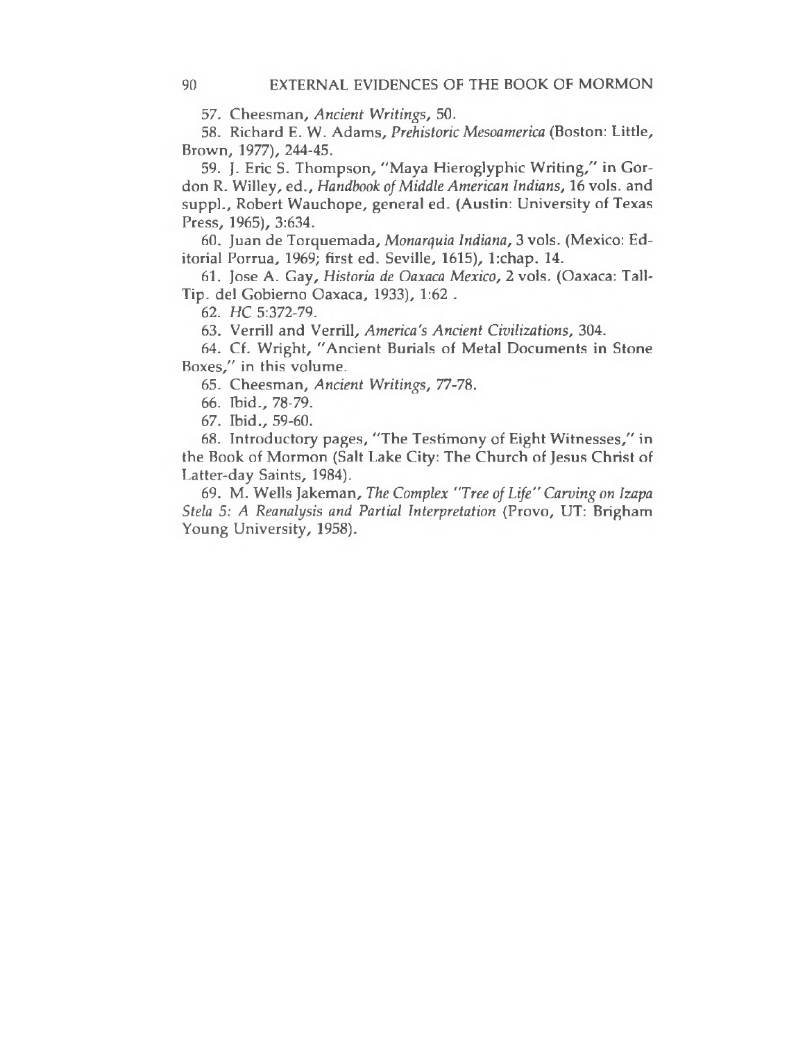57. Cheesman, *Ancient Writings*, 50.

58. Richard E. W. Adams, *Prehistoric Mesoamerica* (Boston: Little, Brown, 1977), 244-45.

59. J. Eric S. Thompson, "Maya Hieroglyphic Writing," in Gordon R. Willey, ed., *Handbook of Middle American Indians*, 16 vols. and suppl., Robert Wauchope, general ed. (Austin: University of Texas Press, 1965), 3:634.

60. Juan de Torquemada, *Monarquia Indiana*, 3 vols. (Mexico: Editorial Porrua, 1969; first ed. Seville, 1615), 1:chap. 14.

61. Jose A. Gay, *Historia de Oaxaca Mexico*, 2 vols. (Oaxaca: Tall-Tip. del Gobierno Oaxaca, 1933), 1:62 .

62. *HC* 5:372-79.

63. Verrill and Verrill, *America's Ancient Civilizations*, 304.

64. Cf. Wright, "Ancient Burials of Metal Documents in Stone Boxes," in this volume.

65. Cheesman, *Ancient Writings*, 77-78.

66. Ibid., 78-79.

67. Ibid., 59-60.

68. Introductory pages, "The Testimony of Eight Witnesses," in the Book of Mormon (Salt Lake City: The Church of Jesus Christ of Latter-day Saints, 1984).

69. M. Wells Jakeman, *The Complex "Tree of Life" Carving on Izapa Stela 5: A Reanalysis and Partial Interpretation* (Provo, UT: Brigham Young University, 1958).